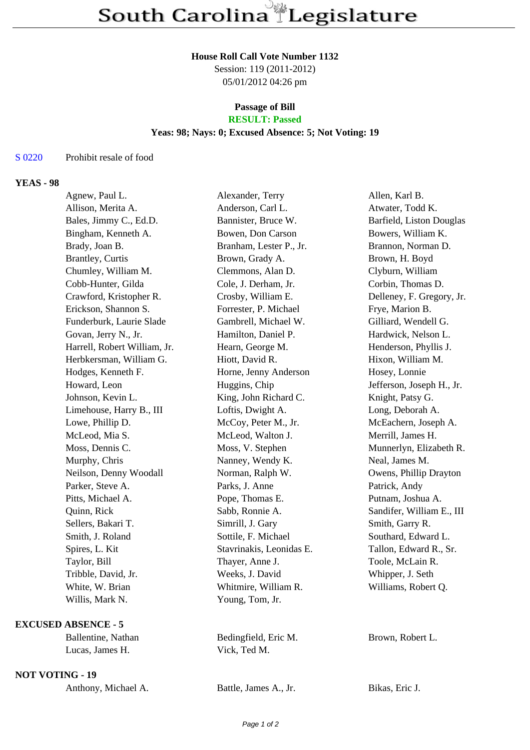# South Carolina Legislature

**House Roll Call Vote Number 1132**
Session: 119 (2011-2012)
05/01/2012 04:26 pm

**Passage of Bill**
**RESULT: Passed**
**Yeas: 98; Nays: 0; Excused Absence: 5; Not Voting: 19**

S 0220 Prohibit resale of food

## YEAS - 98

| | | |
|---|---|---|
| Agnew, Paul L. | Alexander, Terry | Allen, Karl B. |
| Allison, Merita A. | Anderson, Carl L. | Atwater, Todd K. |
| Bales, Jimmy C., Ed.D. | Bannister, Bruce W. | Barfield, Liston Douglas |
| Bingham, Kenneth A. | Bowen, Don Carson | Bowers, William K. |
| Brady, Joan B. | Branham, Lester P., Jr. | Brannon, Norman D. |
| Brantley, Curtis | Brown, Grady A. | Brown, H. Boyd |
| Chumley, William M. | Clemmons, Alan D. | Clyburn, William |
| Cobb-Hunter, Gilda | Cole, J. Derham, Jr. | Corbin, Thomas D. |
| Crawford, Kristopher R. | Crosby, William E. | Delleney, F. Gregory, Jr. |
| Erickson, Shannon S. | Forrester, P. Michael | Frye, Marion B. |
| Funderburk, Laurie Slade | Gambrell, Michael W. | Gilliard, Wendell G. |
| Govan, Jerry N., Jr. | Hamilton, Daniel P. | Hardwick, Nelson L. |
| Harrell, Robert William, Jr. | Hearn, George M. | Henderson, Phyllis J. |
| Herbkersman, William G. | Hiott, David R. | Hixon, William M. |
| Hodges, Kenneth F. | Horne, Jenny Anderson | Hosey, Lonnie |
| Howard, Leon | Huggins, Chip | Jefferson, Joseph H., Jr. |
| Johnson, Kevin L. | King, John Richard C. | Knight, Patsy G. |
| Limehouse, Harry B., III | Loftis, Dwight A. | Long, Deborah A. |
| Lowe, Phillip D. | McCoy, Peter M., Jr. | McEachern, Joseph A. |
| McLeod, Mia S. | McLeod, Walton J. | Merrill, James H. |
| Moss, Dennis C. | Moss, V. Stephen | Munnerlyn, Elizabeth R. |
| Murphy, Chris | Nanney, Wendy K. | Neal, James M. |
| Neilson, Denny Woodall | Norman, Ralph W. | Owens, Phillip Drayton |
| Parker, Steve A. | Parks, J. Anne | Patrick, Andy |
| Pitts, Michael A. | Pope, Thomas E. | Putnam, Joshua A. |
| Quinn, Rick | Sabb, Ronnie A. | Sandifer, William E., III |
| Sellers, Bakari T. | Simrill, J. Gary | Smith, Garry R. |
| Smith, J. Roland | Sottile, F. Michael | Southard, Edward L. |
| Spires, L. Kit | Stavrinakis, Leonidas E. | Tallon, Edward R., Sr. |
| Taylor, Bill | Thayer, Anne J. | Toole, McLain R. |
| Tribble, David, Jr. | Weeks, J. David | Whipper, J. Seth |
| White, W. Brian | Whitmire, William R. | Williams, Robert Q. |
| Willis, Mark N. | Young, Tom, Jr. | |

## EXCUSED ABSENCE - 5

| | | |
|---|---|---|
| Ballentine, Nathan | Bedingfield, Eric M. | Brown, Robert L. |
| Lucas, James H. | Vick, Ted M. | |

## NOT VOTING - 19

| | | |
|---|---|---|
| Anthony, Michael A. | Battle, James A., Jr. | Bikas, Eric J. |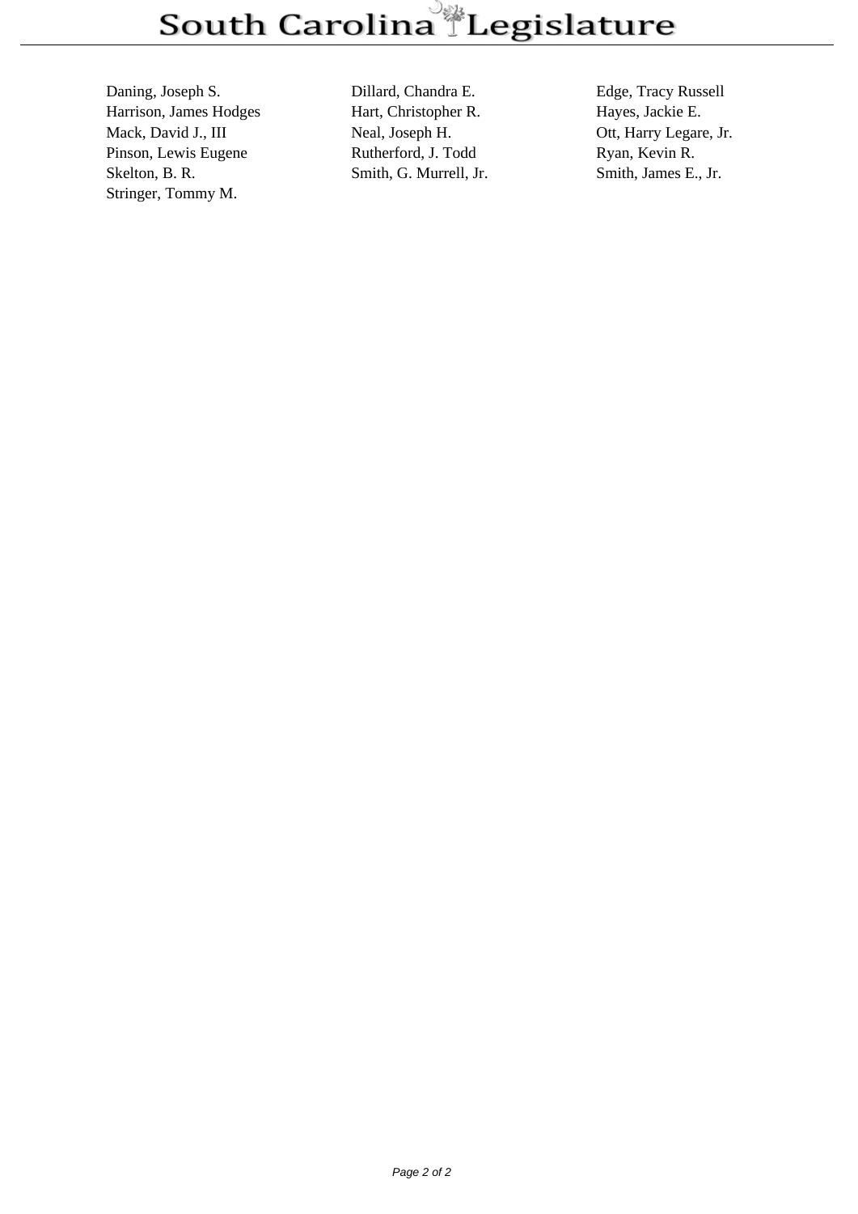Daning, Joseph S.
Dillard, Chandra E.
Edge, Tracy Russell
Harrison, James Hodges
Hart, Christopher R.
Hayes, Jackie E.
Mack, David J., III
Neal, Joseph H.
Ott, Harry Legare, Jr.
Pinson, Lewis Eugene
Rutherford, J. Todd
Ryan, Kevin R.
Skelton, B. R.
Smith, G. Murrell, Jr.
Smith, James E., Jr.
Stringer, Tommy M.